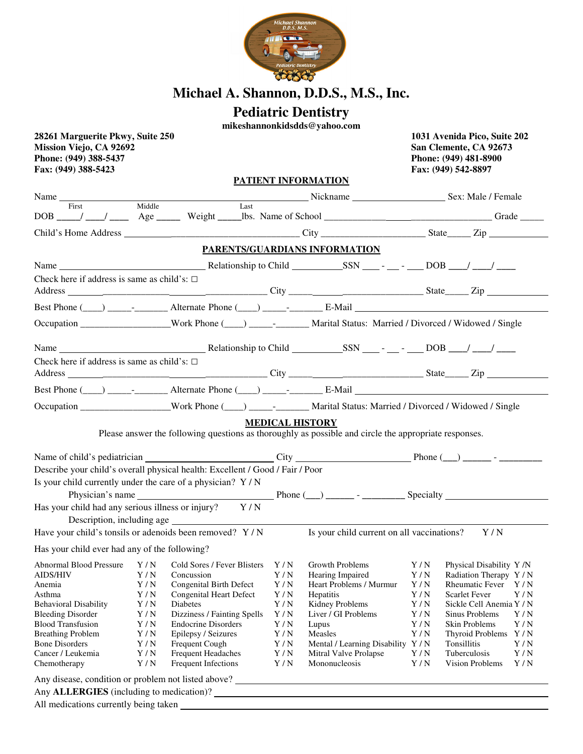# Michael A. Shannon, D.D.S., M.S., Inc.

## Pediatric Dentistry

**mikeshannonkidsdds@yahoo.com**

**28261 Marguerite Pkwy, Suite 250**
**Mission Viejo, CA 92692**
**Phone: (949) 388-5437**
**Fax: (949) 388-5423**

**1031 Avenida Pico, Suite 202**
**San Clemente, CA 92673**
**Phone: (949) 481-8900**
**Fax: (949) 542-8897**

### PATIENT INFORMATION

Name ______________________________________ Nickname __________________ Sex: Male / Female
First Middle Last

DOB ____/ ___/ ____ Age _____ Weight _____lbs. Name of School ______________________________ Grade _____

Child's Home Address ______________________________ City ____________________ State_____ Zip ____________

### PARENTS/GUARDIANS INFORMATION

Name ____________________________ Relationship to Child __________SSN ___ - __ - ___ DOB ___/ ___/ ____

Check here if address is same as child's: □

Address ______________________________ City ____________________ State_____ Zip ____________

Best Phone (____) _____-_______ Alternate Phone (____) _____-_______ E-Mail ______________________________

Occupation __________________Work Phone (____) _____-_______ Marital Status: Married / Divorced / Widowed / Single

Name ____________________________ Relationship to Child __________SSN ___ - __ - ___ DOB ___/ ___/ ____

Check here if address is same as child's: □

Address ______________________________ City ____________________ State_____ Zip ____________

Best Phone (____) _____-_______ Alternate Phone (____) _____-_______ E-Mail ______________________________

Occupation __________________Work Phone (____) _____-_______ Marital Status: Married / Divorced / Widowed / Single

### MEDICAL HISTORY

Please answer the following questions as thoroughly as possible and circle the appropriate responses.

Name of child's pediatrician ________________________ City ____________________ Phone (___) ______ - ________

Describe your child's overall physical health: Excellent / Good / Fair / Poor

Is your child currently under the care of a physician? Y / N

Physician's name ________________________ Phone (___) ______ - ________ Specialty ____________________

Has your child had any serious illness or injury? Y / N

Description, including age ______________________________________________

Have your child's tonsils or adenoids been removed? Y / N Is your child current on all vaccinations? Y / N

Has your child ever had any of the following?

| Condition | | Condition | | Condition | | Condition | |
|---|---|---|---|---|---|---|---|
| Abnormal Blood Pressure | Y / N | Cold Sores / Fever Blisters | Y / N | Growth Problems | Y / N | Physical Disability | Y /N |
| AIDS/HIV | Y / N | Concussion | Y / N | Hearing Impaired | Y / N | Radiation Therapy | Y / N |
| Anemia | Y / N | Congenital Birth Defect | Y / N | Heart Problems / Murmur | Y / N | Rheumatic Fever | Y / N |
| Asthma | Y / N | Congenital Heart Defect | Y / N | Hepatitis | Y / N | Scarlet Fever | Y / N |
| Behavioral Disability | Y / N | Diabetes | Y / N | Kidney Problems | Y / N | Sickle Cell Anemia | Y / N |
| Bleeding Disorder | Y / N | Dizziness / Fainting Spells | Y / N | Liver / GI Problems | Y / N | Sinus Problems | Y / N |
| Blood Transfusion | Y / N | Endocrine Disorders | Y / N | Lupus | Y / N | Skin Problems | Y / N |
| Breathing Problem | Y / N | Epilepsy / Seizures | Y / N | Measles | Y / N | Thyroid Problems | Y / N |
| Bone Disorders | Y / N | Frequent Cough | Y / N | Mental / Learning Disability | Y / N | Tonsillitis | Y / N |
| Cancer / Leukemia | Y / N | Frequent Headaches | Y / N | Mitral Valve Prolapse | Y / N | Tuberculosis | Y / N |
| Chemotherapy | Y / N | Frequent Infections | Y / N | Mononucleosis | Y / N | Vision Problems | Y / N |

Any disease, condition or problem not listed above? ______________________________________________

Any **ALLERGIES** (including to medication)? ______________________________________________

All medications currently being taken ______________________________________________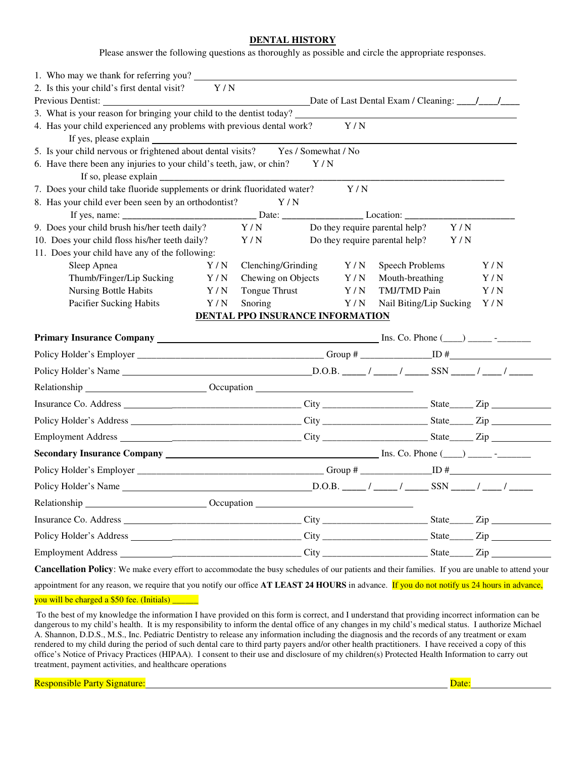## DENTAL HISTORY

Please answer the following questions as thoroughly as possible and circle the appropriate responses.

1. Who may we thank for referring you? ____________________________________________
2. Is this your child's first dental visit? Y / N

Previous Dentist: ______________________________ Date of Last Dental Exam / Cleaning: ____/____/____

3. What is your reason for bringing your child to the dentist today? ______________________________
4. Has your child experienced any problems with previous dental work? Y / N

   If yes, please explain ____________________________________________
5. Is your child nervous or frightened about dental visits? Yes / Somewhat / No
6. Have there been any injuries to your child's teeth, jaw, or chin? Y / N

   If so, please explain ____________________________________________
7. Does your child take fluoride supplements or drink fluoridated water? Y / N
8. Has your child ever been seen by an orthodontist? Y / N

   If yes, name: ____________________ Date: ________________ Location: ____________________
9. Does your child brush his/her teeth daily? Y / N Do they require parental help? Y / N
10. Does your child floss his/her teeth daily? Y / N Do they require parental help? Y / N
11. Does your child have any of the following:

| | | | | | |
|---|---|---|---|---|---|
| Sleep Apnea | Y / N | Clenching/Grinding | Y / N | Speech Problems | Y / N |
| Thumb/Finger/Lip Sucking | Y / N | Chewing on Objects | Y / N | Mouth-breathing | Y / N |
| Nursing Bottle Habits | Y / N | Tongue Thrust | Y / N | TMJ/TMD Pain | Y / N |
| Pacifier Sucking Habits | Y / N | Snoring | Y / N | Nail Biting/Lip Sucking | Y / N |

## DENTAL PPO INSURANCE INFORMATION

**Primary Insurance Company** ______________________________ Ins. Co. Phone (____) _____ -_______

Policy Holder's Employer ______________________________ Group # ______________ ID # ______________

Policy Holder's Name ______________________________ D.O.B. _____ / _____ / _____ SSN _____ / ____ / _____

Relationship ____________________ Occupation ____________________

Insurance Co. Address ______________________________ City ____________________ State_____ Zip ____________

Policy Holder's Address ______________________________ City ____________________ State_____ Zip ____________

Employment Address ______________________________ City ____________________ State_____ Zip ____________

**Secondary Insurance Company** ______________________________ Ins. Co. Phone (____) _____ -_______

Policy Holder's Employer ______________________________ Group # ______________ ID # ______________

Policy Holder's Name ______________________________ D.O.B. _____ / _____ / _____ SSN _____ / ____ / _____

Relationship ____________________ Occupation ____________________

Insurance Co. Address ______________________________ City ____________________ State_____ Zip ____________

Policy Holder's Address ______________________________ City ____________________ State_____ Zip ____________

Employment Address ______________________________ City ____________________ State_____ Zip ____________

**Cancellation Policy**: We make every effort to accommodate the busy schedules of our patients and their families. If you are unable to attend your appointment for any reason, we require that you notify our office **AT LEAST 24 HOURS** in advance. If you do not notify us 24 hours in advance, you will be charged a $50 fee. (Initials) ______

To the best of my knowledge the information I have provided on this form is correct, and I understand that providing incorrect information can be dangerous to my child's health. It is my responsibility to inform the dental office of any changes in my child's medical status. I authorize Michael A. Shannon, D.D.S., M.S., Inc. Pediatric Dentistry to release any information including the diagnosis and the records of any treatment or exam rendered to my child during the period of such dental care to third party payers and/or other health practitioners. I have received a copy of this office's Notice of Privacy Practices (HIPAA). I consent to their use and disclosure of my children(s) Protected Health Information to carry out treatment, payment activities, and healthcare operations

Responsible Party Signature: ____________________________________________ Date: ______________